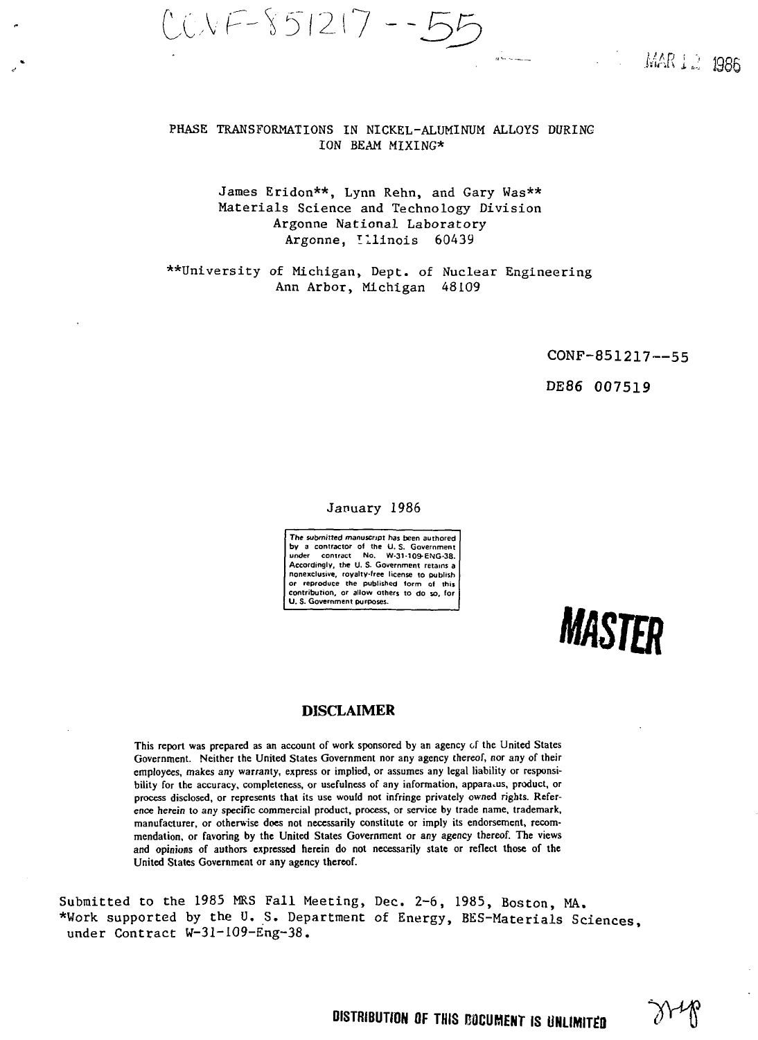CONF-851217--55

MAR 12 1986

# PHASE TRANSFORMATIONS IN NICKEL-ALUMINUM ALLOYS DURING ION BEAM MIXING*

James Eridon**, Lynn Rehn, and Gary Was**
Materials Science and Technology Division
Argonne National Laboratory
Argonne, Illinois 60439

**University of Michigan, Dept. of Nuclear Engineering
Ann Arbor, Michigan 48109

CONF-851217--55

DE86 007519

January 1986

The submitted manuscript has been authored by a contractor of the U. S. Government under contract No. W-31-109-ENG-38. Accordingly, the U. S. Government retains a nonexclusive, royalty-free license to publish or reproduce the published form of this contribution, or allow others to do so, for U. S. Government purposes.

**MASTER**

## DISCLAIMER

This report was prepared as an account of work sponsored by an agency of the United States Government. Neither the United States Government nor any agency thereof, nor any of their employees, makes any warranty, express or implied, or assumes any legal liability or responsibility for the accuracy, completeness, or usefulness of any information, apparatus, product, or process disclosed, or represents that its use would not infringe privately owned rights. Reference herein to any specific commercial product, process, or service by trade name, trademark, manufacturer, or otherwise does not necessarily constitute or imply its endorsement, recommendation, or favoring by the United States Government or any agency thereof. The views and opinions of authors expressed herein do not necessarily state or reflect those of the United States Government or any agency thereof.

Submitted to the 1985 MRS Fall Meeting, Dec. 2-6, 1985, Boston, MA.
*Work supported by the U. S. Department of Energy, BES-Materials Sciences, under Contract W-31-109-Eng-38.

DISTRIBUTION OF THIS DOCUMENT IS UNLIMITED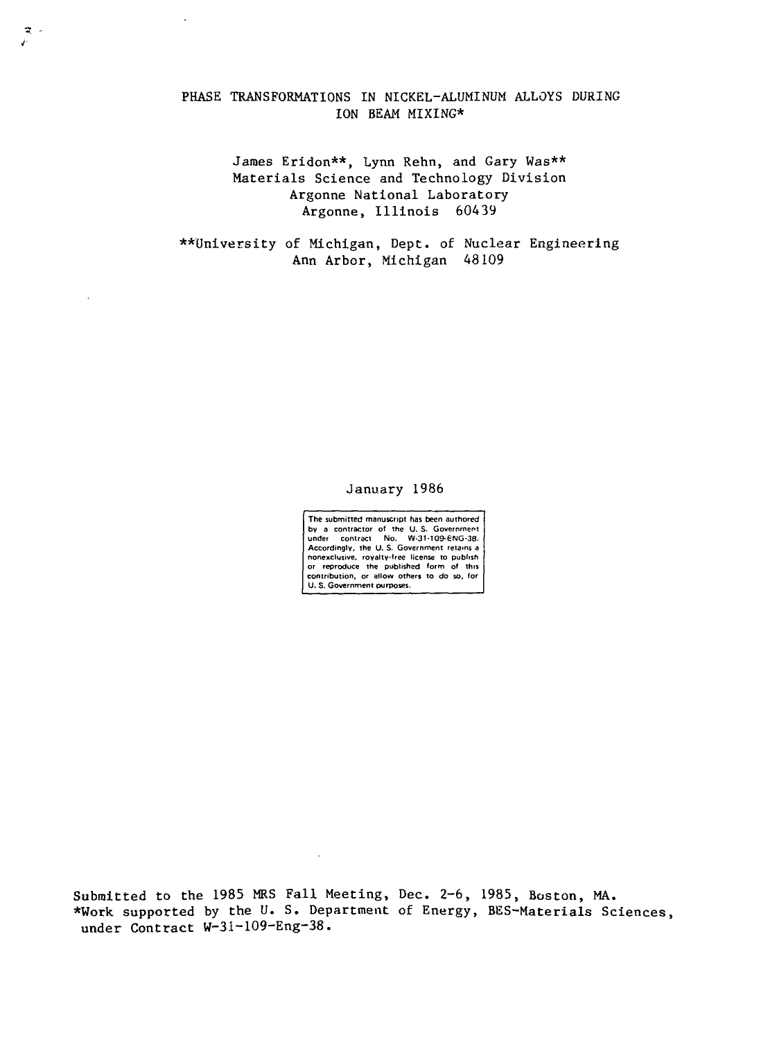# PHASE TRANSFORMATIONS IN NICKEL-ALUMINUM ALLOYS DURING ION BEAM MIXING*

James Eridon**, Lynn Rehn, and Gary Was**
Materials Science and Technology Division
Argonne National Laboratory
Argonne, Illinois 60439

**University of Michigan, Dept. of Nuclear Engineering
Ann Arbor, Michigan 48109

January 1986

The submitted manuscript has been authored by a contractor of the U. S. Government under contract No. W-31-109-ENG-38. Accordingly, the U. S. Government retains a nonexclusive, royalty-free license to publish or reproduce the published form of this contribution, or allow others to do so, for U. S. Government purposes.

Submitted to the 1985 MRS Fall Meeting, Dec. 2-6, 1985, Boston, MA.
*Work supported by the U. S. Department of Energy, BES-Materials Sciences, under Contract W-31-109-Eng-38.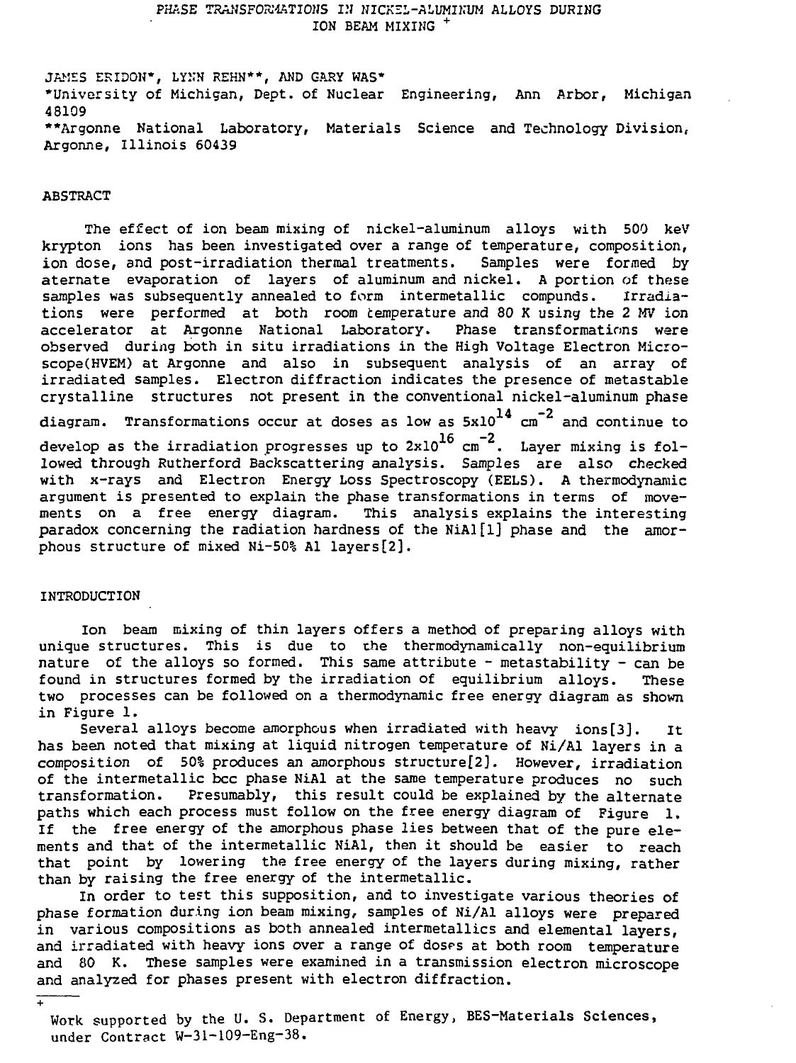# PHASE TRANSFORMATIONS IN NICKEL-ALUMINUM ALLOYS DURING ION BEAM MIXING +

JAMES ERIDON*, LYNN REHN**, AND GARY WAS*

*University of Michigan, Dept. of Nuclear Engineering, Ann Arbor, Michigan 48109

**Argonne National Laboratory, Materials Science and Technology Division, Argonne, Illinois 60439

## ABSTRACT

The effect of ion beam mixing of nickel-aluminum alloys with 500 keV krypton ions has been investigated over a range of temperature, composition, ion dose, and post-irradiation thermal treatments. Samples were formed by aternate evaporation of layers of aluminum and nickel. A portion of these samples was subsequently annealed to form intermetallic compunds. Irradiations were performed at both room temperature and 80 K using the 2 MV ion accelerator at Argonne National Laboratory. Phase transformations were observed during both in situ irradiations in the High Voltage Electron Microscope(HVEM) at Argonne and also in subsequent analysis of an array of irradiated samples. Electron diffraction indicates the presence of metastable crystalline structures not present in the conventional nickel-aluminum phase diagram. Transformations occur at doses as low as $5x10^{14}$ $cm^{-2}$ and continue to develop as the irradiation progresses up to $2x10^{16}$ $cm^{-2}$. Layer mixing is followed through Rutherford Backscattering analysis. Samples are also checked with x-rays and Electron Energy Loss Spectroscopy (EELS). A thermodynamic argument is presented to explain the phase transformations in terms of movements on a free energy diagram. This analysis explains the interesting paradox concerning the radiation hardness of the NiAl[1] phase and the amorphous structure of mixed Ni-50% Al layers[2].

## INTRODUCTION

Ion beam mixing of thin layers offers a method of preparing alloys with unique structures. This is due to the thermodynamically non-equilibrium nature of the alloys so formed. This same attribute - metastability - can be found in structures formed by the irradiation of equilibrium alloys. These two processes can be followed on a thermodynamic free energy diagram as shown in Figure 1.

Several alloys become amorphous when irradiated with heavy ions[3]. It has been noted that mixing at liquid nitrogen temperature of Ni/Al layers in a composition of 50% produces an amorphous structure[2]. However, irradiation of the intermetallic bcc phase NiAl at the same temperature produces no such transformation. Presumably, this result could be explained by the alternate paths which each process must follow on the free energy diagram of Figure 1. If the free energy of the amorphous phase lies between that of the pure elements and that of the intermetallic NiAl, then it should be easier to reach that point by lowering the free energy of the layers during mixing, rather than by raising the free energy of the intermetallic.

In order to test this supposition, and to investigate various theories of phase formation during ion beam mixing, samples of Ni/Al alloys were prepared in various compositions as both annealed intermetallics and elemental layers, and irradiated with heavy ions over a range of doses at both room temperature and 80 K. These samples were examined in a transmission electron microscope and analyzed for phases present with electron diffraction.

---

+ Work supported by the U. S. Department of Energy, BES-Materials Sciences, under Contract W-31-109-Eng-38.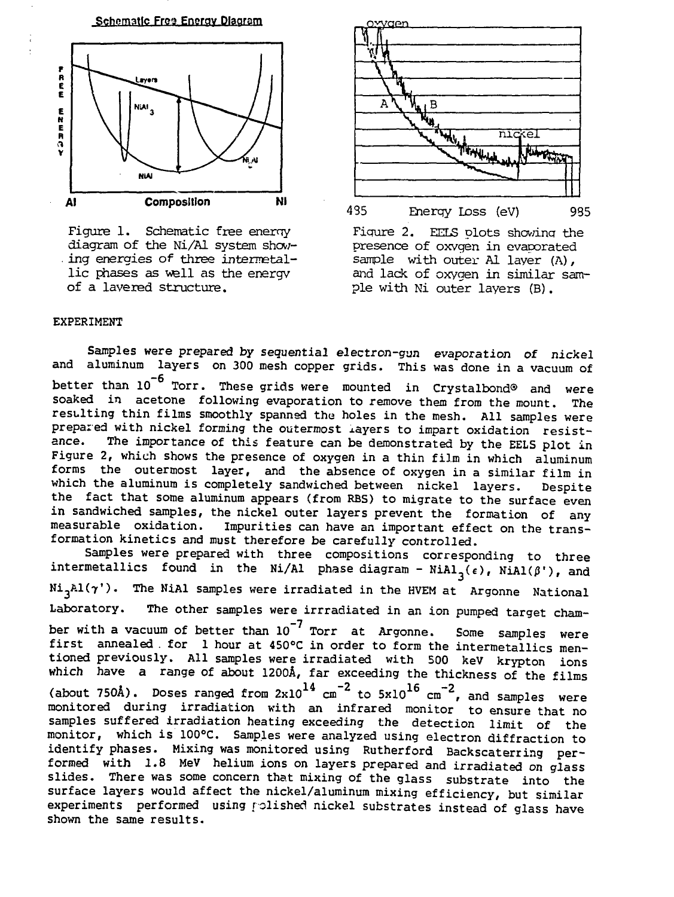Figure 1. Schematic free energy diagram of the Ni/Al system showing energies of three intermetallic phases as well as the energy of a layered structure.

Figure 2. EELS plots showing the presence of oxygen in evaporated sample with outer Al layer (A), and lack of oxygen in similar sample with Ni outer layers (B).

## EXPERIMENT

Samples were prepared by sequential electron-gun evaporation of nickel and aluminum layers on 300 mesh copper grids. This was done in a vacuum of better than $10^{-6}$ Torr. These grids were mounted in Crystalbond® and were soaked in acetone following evaporation to remove them from the mount. The resulting thin films smoothly spanned the holes in the mesh. All samples were prepared with nickel forming the outermost layers to impart oxidation resistance. The importance of this feature can be demonstrated by the EELS plot in Figure 2, which shows the presence of oxygen in a thin film in which aluminum forms the outermost layer, and the absence of oxygen in a similar film in which the aluminum is completely sandwiched between nickel layers. Despite the fact that some aluminum appears (from RBS) to migrate to the surface even in sandwiched samples, the nickel outer layers prevent the formation of any measurable oxidation. Impurities can have an important effect on the transformation kinetics and must therefore be carefully controlled.

Samples were prepared with three compositions corresponding to three intermetallics found in the Ni/Al phase diagram - $NiAl_3(\epsilon)$, $NiAl(\beta')$, and $Ni_3Al(\gamma')$. The NiAl samples were irradiated in the HVEM at Argonne National Laboratory. The other samples were irrradiated in an ion pumped target chamber with a vacuum of better than $10^{-7}$ Torr at Argonne. Some samples were first annealed for 1 hour at 450°C in order to form the intermetallics mentioned previously. All samples were irradiated with 500 keV krypton ions which have a range of about 1200Å, far exceeding the thickness of the films (about 750Å). Doses ranged from $2\times10^{14}$ cm$^{-2}$ to $5\times10^{16}$ cm$^{-2}$, and samples were monitored during irradiation with an infrared monitor to ensure that no samples suffered irradiation heating exceeding the detection limit of the monitor, which is 100°C. Samples were analyzed using electron diffraction to identify phases. Mixing was monitored using Rutherford Backscaterring performed with 1.8 MeV helium ions on layers prepared and irradiated on glass slides. There was some concern that mixing of the glass substrate into the surface layers would affect the nickel/aluminum mixing efficiency, but similar experiments performed using polished nickel substrates instead of glass have shown the same results.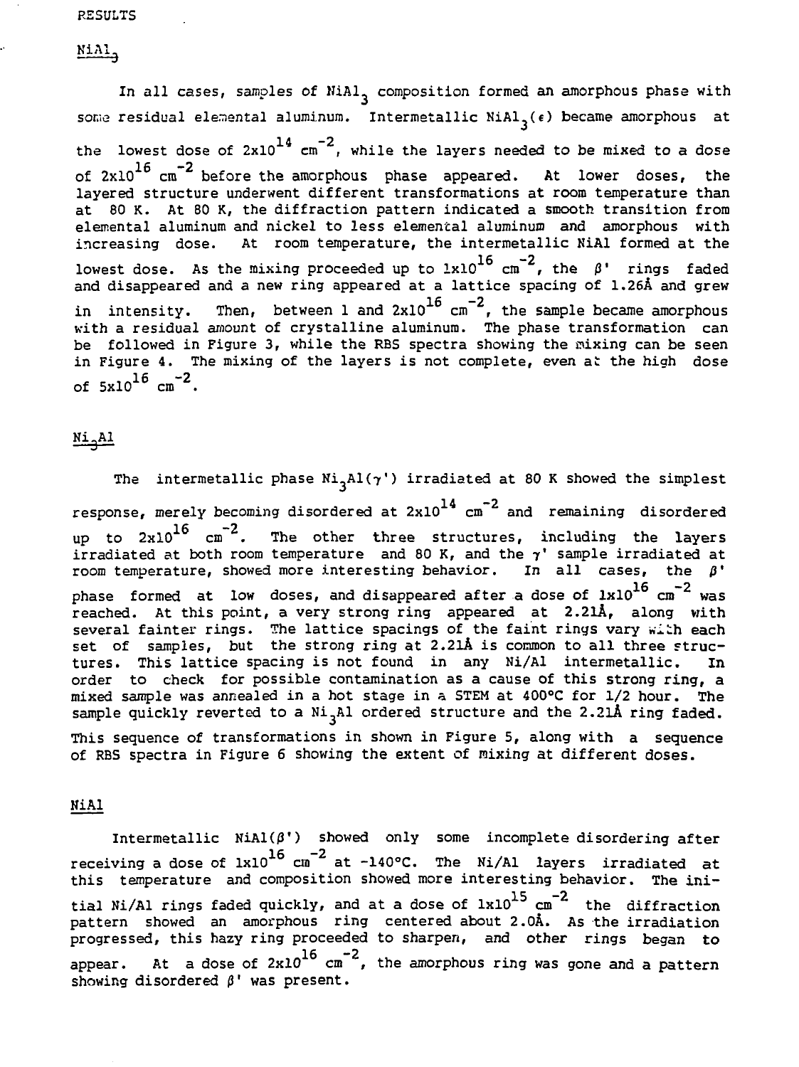RESULTS

## $NiAl_3$

In all cases, samples of $NiAl_3$ composition formed an amorphous phase with some residual elemental aluminum. Intermetallic $NiAl_3(\epsilon)$ became amorphous at the lowest dose of $2x10^{14}$ $cm^{-2}$, while the layers needed to be mixed to a dose of $2x10^{16}$ $cm^{-2}$ before the amorphous phase appeared. At lower doses, the layered structure underwent different transformations at room temperature than at 80 K. At 80 K, the diffraction pattern indicated a smooth transition from elemental aluminum and nickel to less elemental aluminum and amorphous with increasing dose. At room temperature, the intermetallic NiAl formed at the lowest dose. As the mixing proceeded up to $1x10^{16}$ $cm^{-2}$, the $\beta'$ rings faded and disappeared and a new ring appeared at a lattice spacing of 1.26Å and grew in intensity. Then, between 1 and $2x10^{16}$ $cm^{-2}$, the sample became amorphous with a residual amount of crystalline aluminum. The phase transformation can be followed in Figure 3, while the RBS spectra showing the mixing can be seen in Figure 4. The mixing of the layers is not complete, even at the high dose of $5x10^{16}$ $cm^{-2}$.

## $Ni_3Al$

The intermetallic phase $Ni_3Al(\gamma')$ irradiated at 80 K showed the simplest response, merely becoming disordered at $2x10^{14}$ $cm^{-2}$ and remaining disordered up to $2x10^{16}$ $cm^{-2}$. The other three structures, including the layers irradiated at both room temperature and 80 K, and the $\gamma'$ sample irradiated at room temperature, showed more interesting behavior. In all cases, the $\beta'$ phase formed at low doses, and disappeared after a dose of $1x10^{16}$ $cm^{-2}$ was reached. At this point, a very strong ring appeared at 2.21Å, along with several fainter rings. The lattice spacings of the faint rings vary with each set of samples, but the strong ring at 2.21Å is common to all three structures. This lattice spacing is not found in any Ni/Al intermetallic. In order to check for possible contamination as a cause of this strong ring, a mixed sample was annealed in a hot stage in a STEM at 400°C for 1/2 hour. The sample quickly reverted to a $Ni_3Al$ ordered structure and the 2.21Å ring faded. This sequence of transformations in shown in Figure 5, along with a sequence of RBS spectra in Figure 6 showing the extent of mixing at different doses.

## NiAl

Intermetallic $NiAl(\beta')$ showed only some incomplete disordering after receiving a dose of $1x10^{16}$ $cm^{-2}$ at -140°C. The Ni/Al layers irradiated at this temperature and composition showed more interesting behavior. The initial Ni/Al rings faded quickly, and at a dose of $1x10^{15}$ $cm^{-2}$ the diffraction pattern showed an amorphous ring centered about 2.0Å. As the irradiation progressed, this hazy ring proceeded to sharpen, and other rings began to appear. At a dose of $2x10^{16}$ $cm^{-2}$, the amorphous ring was gone and a pattern showing disordered $\beta'$ was present.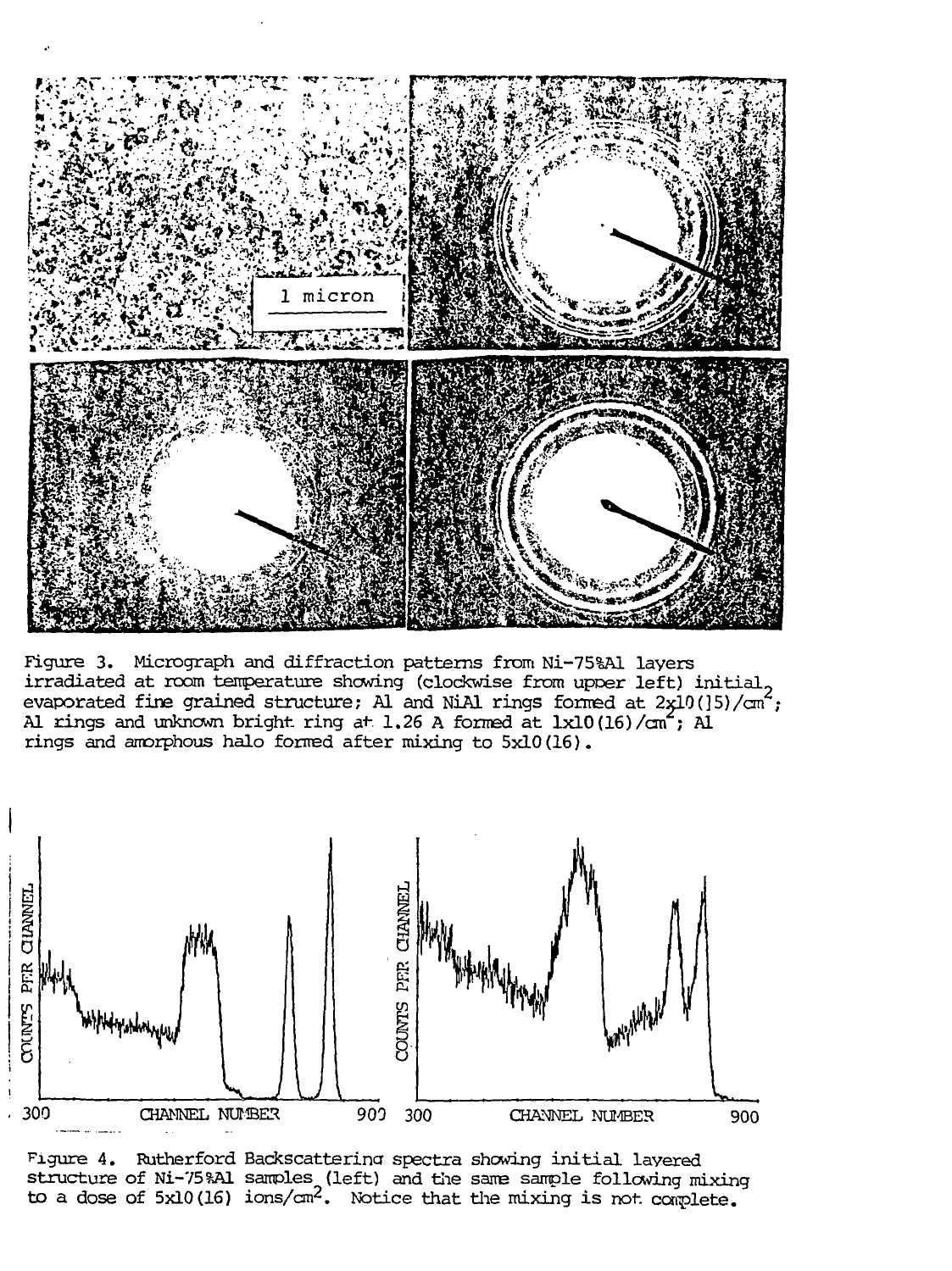Figure 3. Micrograph and diffraction patterns from Ni-75%Al layers irradiated at room temperature showing (clockwise from upper left) initial evaporated fine grained structure; Al and NiAl rings formed at $2\times10^{15}/cm^2$; Al rings and unknown bright ring at 1.26 A formed at $1\times10^{16}/cm^2$; Al rings and amorphous halo formed after mixing to $5\times10^{16}$.

Figure 4. Rutherford Backscattering spectra showing initial layered structure of Ni-75%Al samples (left) and the same sample following mixing to a dose of $5\times10^{16}$ ions/$cm^2$. Notice that the mixing is not complete.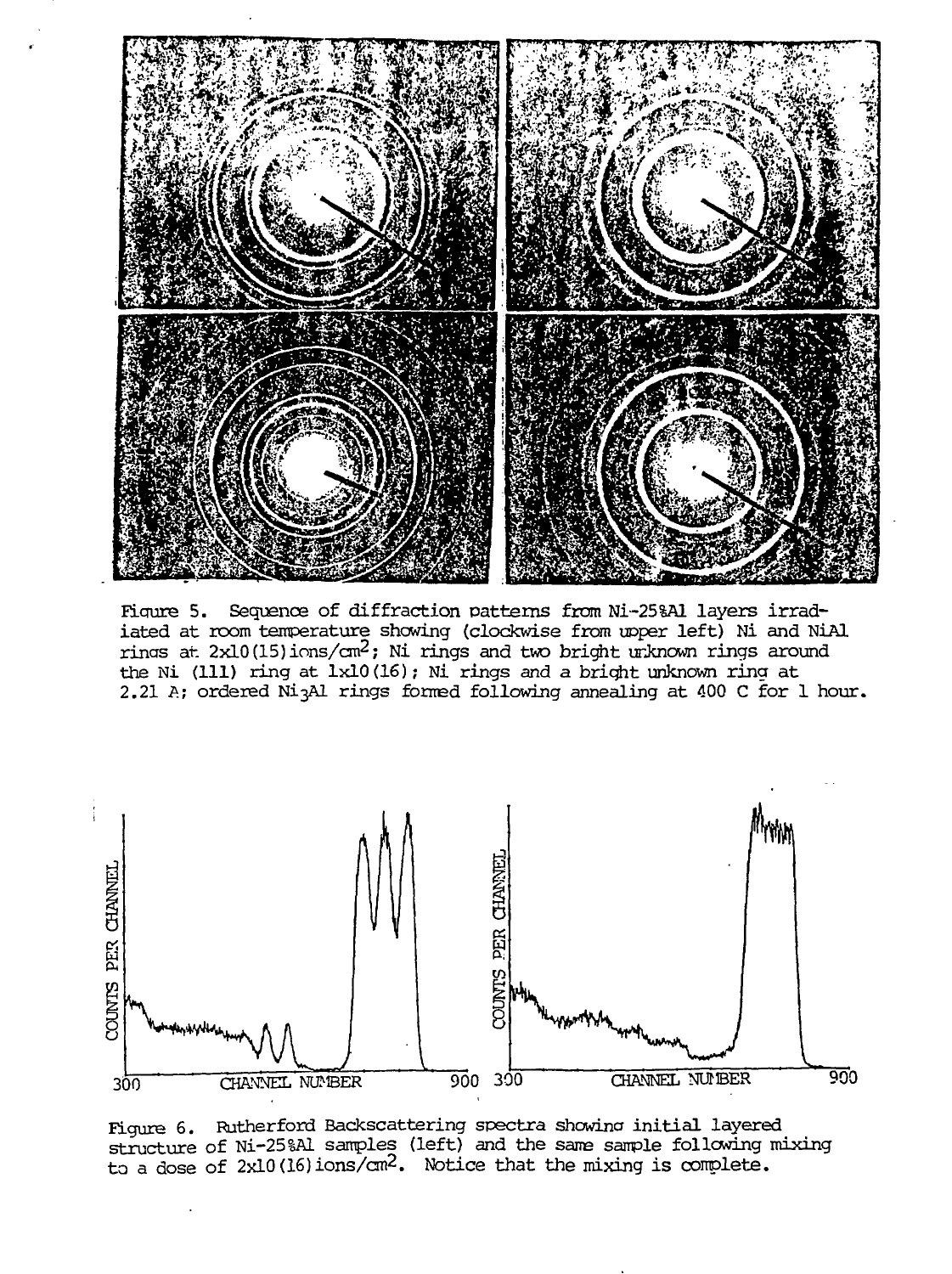Figure 5. Sequence of diffraction patterns from Ni-25%Al layers irradiated at room temperature showing (clockwise from upper left) Ni and NiAl rings at $2x10(15)$ ions/$cm^2$; Ni rings and two bright unknown rings around the Ni (111) ring at $1x10(16)$; Ni rings and a bright unknown ring at 2.21 A; ordered $Ni_3Al$ rings formed following annealing at 400 C for 1 hour.

Figure 6. Rutherford Backscattering spectra showing initial layered structure of Ni-25%Al samples (left) and the same sample following mixing to a dose of $2x10(16)$ ions/$cm^2$. Notice that the mixing is complete.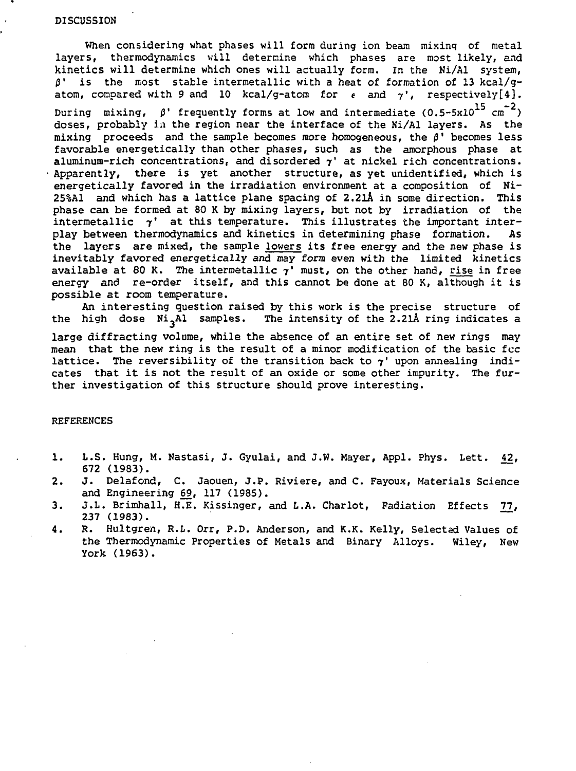## DISCUSSION

When considering what phases will form during ion beam mixing of metal layers, thermodynamics will determine which phases are most likely, and kinetics will determine which ones will actually form. In the Ni/Al system, $\beta'$ is the most stable intermetallic with a heat of formation of 13 kcal/g-atom, compared with 9 and 10 kcal/g-atom for $\epsilon$ and $\gamma'$, respectively[4]. During mixing, $\beta'$ frequently forms at low and intermediate ($0.5\text{-}5\times10^{15}$ cm$^{-2}$) doses, probably in the region near the interface of the Ni/Al layers. As the mixing proceeds and the sample becomes more homogeneous, the $\beta'$ becomes less favorable energetically than other phases, such as the amorphous phase at aluminum-rich concentrations, and disordered $\gamma'$ at nickel rich concentrations. Apparently, there is yet another structure, as yet unidentified, which is energetically favored in the irradiation environment at a composition of Ni-25%Al and which has a lattice plane spacing of 2.21Å in some direction. This phase can be formed at 80 K by mixing layers, but not by irradiation of the intermetallic $\gamma'$ at this temperature. This illustrates the important interplay between thermodynamics and kinetics in determining phase formation. As the layers are mixed, the sample lowers its free energy and the new phase is inevitably favored energetically and may form even with the limited kinetics available at 80 K. The intermetallic $\gamma'$ must, on the other hand, rise in free energy and re-order itself, and this cannot be done at 80 K, although it is possible at room temperature.

An interesting question raised by this work is the precise structure of the high dose $Ni_3Al$ samples. The intensity of the 2.21Å ring indicates a large diffracting volume, while the absence of an entire set of new rings may mean that the new ring is the result of a minor modification of the basic fcc lattice. The reversibility of the transition back to $\gamma'$ upon annealing indicates that it is not the result of an oxide or some other impurity. The further investigation of this structure should prove interesting.

## REFERENCES

1. L.S. Hung, M. Nastasi, J. Gyulai, and J.W. Mayer, Appl. Phys. Lett. 42, 672 (1983).
2. J. Delafond, C. Jaouen, J.P. Riviere, and C. Fayoux, Materials Science and Engineering 69, 117 (1985).
3. J.L. Brimhall, H.E. Kissinger, and L.A. Charlot, Radiation Effects 77, 237 (1983).
4. R. Hultgren, R.L. Orr, P.D. Anderson, and K.K. Kelly, Selected Values of the Thermodynamic Properties of Metals and Binary Alloys. Wiley, New York (1963).